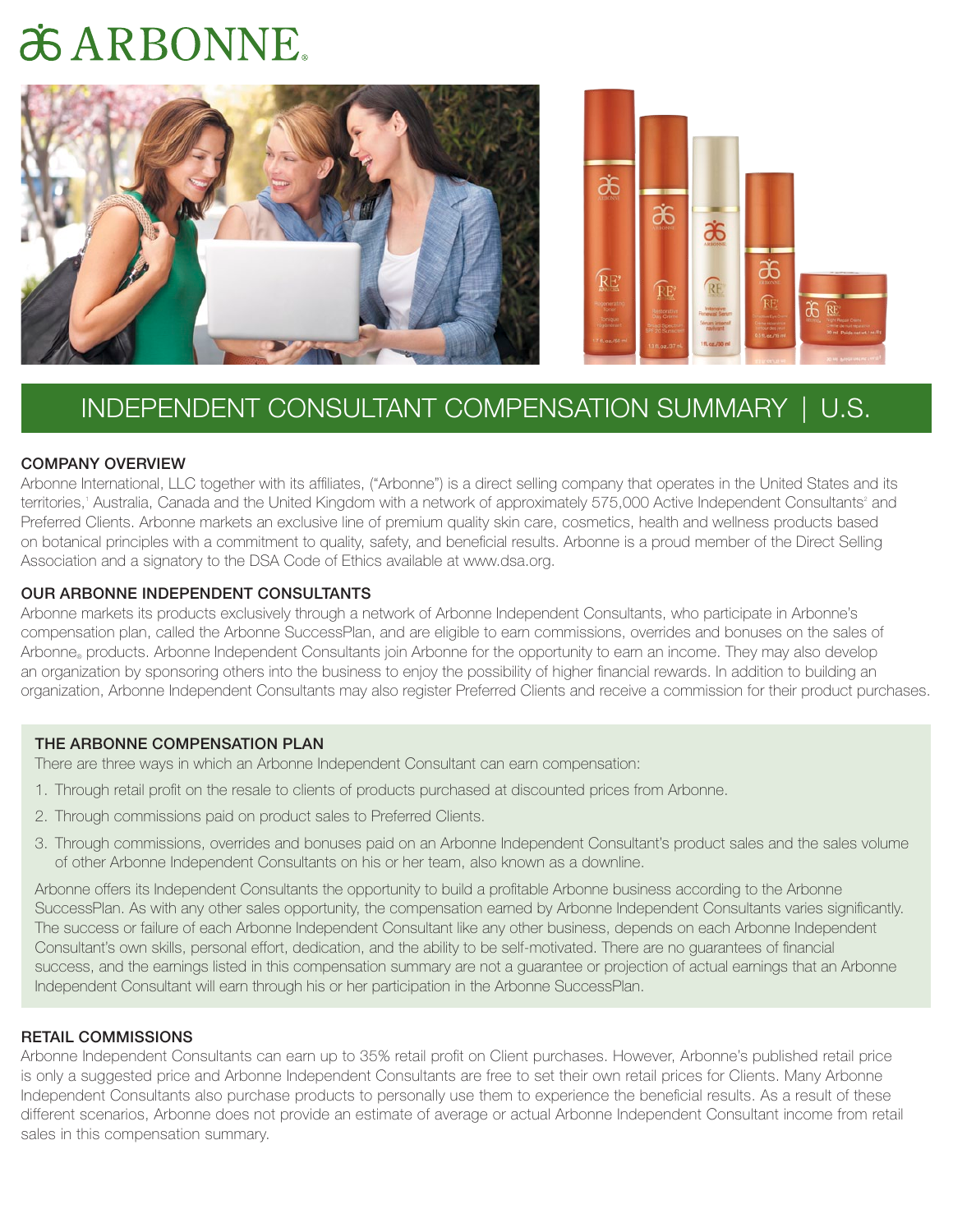# ARBONNE

## INDEPENDENT CONSULTANT COMPENSATION SUMMARY | U.S.

### COMPANY OVERVIEW

Arbonne International, LLC together with its affiliates, ("Arbonne") is a direct selling company that operates in the United States and its territories,[1] Australia, Canada and the United Kingdom with a network of approximately 575,000 Active Independent Consultants[2] and Preferred Clients. Arbonne markets an exclusive line of premium quality skin care, cosmetics, health and wellness products based on botanical principles with a commitment to quality, safety, and beneficial results. Arbonne is a proud member of the Direct Selling Association and a signatory to the DSA Code of Ethics available at www.dsa.org.

### OUR ARBONNE INDEPENDENT CONSULTANTS

Arbonne markets its products exclusively through a network of Arbonne Independent Consultants, who participate in Arbonne's compensation plan, called the Arbonne SuccessPlan, and are eligible to earn commissions, overrides and bonuses on the sales of Arbonne® products. Arbonne Independent Consultants join Arbonne for the opportunity to earn an income. They may also develop an organization by sponsoring others into the business to enjoy the possibility of higher financial rewards. In addition to building an organization, Arbonne Independent Consultants may also register Preferred Clients and receive a commission for their product purchases.

### THE ARBONNE COMPENSATION PLAN

There are three ways in which an Arbonne Independent Consultant can earn compensation:

1. Through retail profit on the resale to clients of products purchased at discounted prices from Arbonne.
2. Through commissions paid on product sales to Preferred Clients.
3. Through commissions, overrides and bonuses paid on an Arbonne Independent Consultant's product sales and the sales volume of other Arbonne Independent Consultants on his or her team, also known as a downline.

Arbonne offers its Independent Consultants the opportunity to build a profitable Arbonne business according to the Arbonne SuccessPlan. As with any other sales opportunity, the compensation earned by Arbonne Independent Consultants varies significantly. The success or failure of each Arbonne Independent Consultant like any other business, depends on each Arbonne Independent Consultant's own skills, personal effort, dedication, and the ability to be self-motivated. There are no guarantees of financial success, and the earnings listed in this compensation summary are not a guarantee or projection of actual earnings that an Arbonne Independent Consultant will earn through his or her participation in the Arbonne SuccessPlan.

### RETAIL COMMISSIONS

Arbonne Independent Consultants can earn up to 35% retail profit on Client purchases. However, Arbonne's published retail price is only a suggested price and Arbonne Independent Consultants are free to set their own retail prices for Clients. Many Arbonne Independent Consultants also purchase products to personally use them to experience the beneficial results. As a result of these different scenarios, Arbonne does not provide an estimate of average or actual Arbonne Independent Consultant income from retail sales in this compensation summary.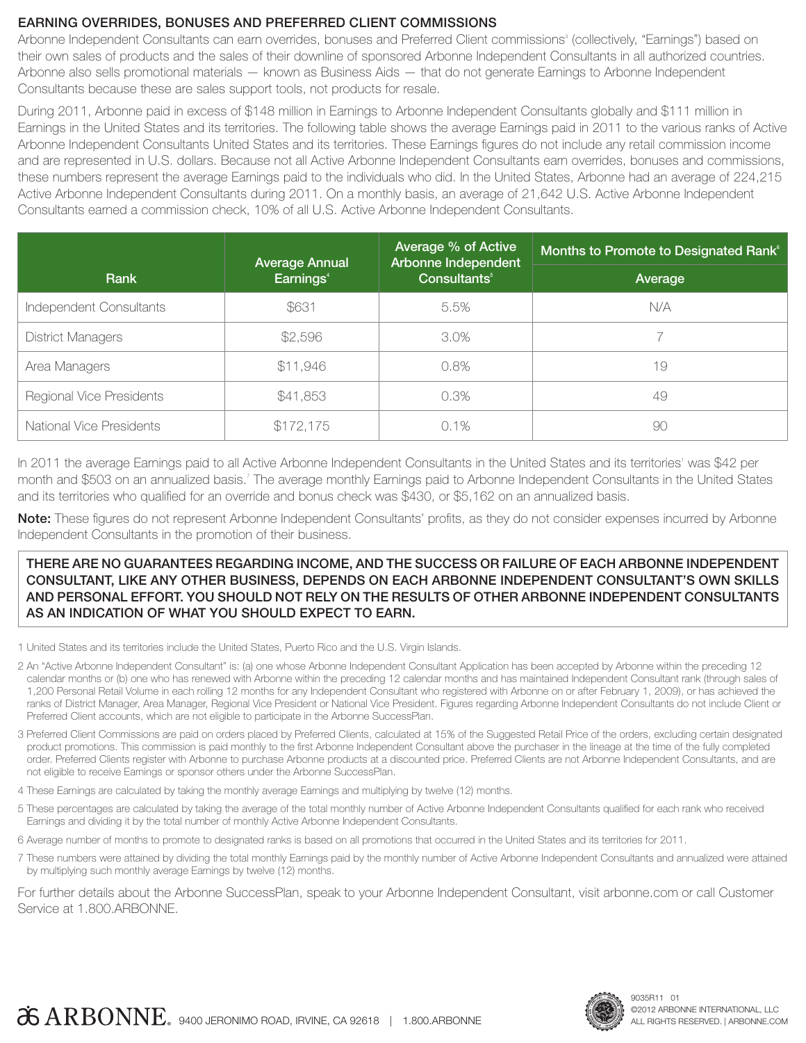## EARNING OVERRIDES, BONUSES AND PREFERRED CLIENT COMMISSIONS

Arbonne Independent Consultants can earn overrides, bonuses and Preferred Client commissions[3] (collectively, "Earnings") based on their own sales of products and the sales of their downline of sponsored Arbonne Independent Consultants in all authorized countries. Arbonne also sells promotional materials — known as Business Aids — that do not generate Earnings to Arbonne Independent Consultants because these are sales support tools, not products for resale.

During 2011, Arbonne paid in excess of $148 million in Earnings to Arbonne Independent Consultants globally and $111 million in Earnings in the United States and its territories. The following table shows the average Earnings paid in 2011 to the various ranks of Active Arbonne Independent Consultants United States and its territories. These Earnings figures do not include any retail commission income and are represented in U.S. dollars. Because not all Active Arbonne Independent Consultants earn overrides, bonuses and commissions, these numbers represent the average Earnings paid to the individuals who did. In the United States, Arbonne had an average of 224,215 Active Arbonne Independent Consultants during 2011. On a monthly basis, an average of 21,642 U.S. Active Arbonne Independent Consultants earned a commission check, 10% of all U.S. Active Arbonne Independent Consultants.

| Rank | Average Annual Earnings[4] | Average % of Active Arbonne Independent Consultants[5] | Months to Promote to Designated Rank[6] |
|---|---|---|---|
| | | | Average |
| Independent Consultants | $631 | 5.5% | N/A |
| District Managers | $2,596 | 3.0% | 7 |
| Area Managers | $11,946 | 0.8% | 19 |
| Regional Vice Presidents | $41,853 | 0.3% | 49 |
| National Vice Presidents | $172,175 | 0.1% | 90 |

In 2011 the average Earnings paid to all Active Arbonne Independent Consultants in the United States and its territories[1] was $42 per month and $503 on an annualized basis.[7] The average monthly Earnings paid to Arbonne Independent Consultants in the United States and its territories who qualified for an override and bonus check was $430, or $5,162 on an annualized basis.

**Note:** These figures do not represent Arbonne Independent Consultants' profits, as they do not consider expenses incurred by Arbonne Independent Consultants in the promotion of their business.

**THERE ARE NO GUARANTEES REGARDING INCOME, AND THE SUCCESS OR FAILURE OF EACH ARBONNE INDEPENDENT CONSULTANT, LIKE ANY OTHER BUSINESS, DEPENDS ON EACH ARBONNE INDEPENDENT CONSULTANT'S OWN SKILLS AND PERSONAL EFFORT. YOU SHOULD NOT RELY ON THE RESULTS OF OTHER ARBONNE INDEPENDENT CONSULTANTS AS AN INDICATION OF WHAT YOU SHOULD EXPECT TO EARN.**

1 United States and its territories include the United States, Puerto Rico and the U.S. Virgin Islands.

2 An "Active Arbonne Independent Consultant" is: (a) one whose Arbonne Independent Consultant Application has been accepted by Arbonne within the preceding 12 calendar months or (b) one who has renewed with Arbonne within the preceding 12 calendar months and has maintained Independent Consultant rank (through sales of 1,200 Personal Retail Volume in each rolling 12 months for any Independent Consultant who registered with Arbonne on or after February 1, 2009), or has achieved the ranks of District Manager, Area Manager, Regional Vice President or National Vice President. Figures regarding Arbonne Independent Consultants do not include Client or Preferred Client accounts, which are not eligible to participate in the Arbonne SuccessPlan.

3 Preferred Client Commissions are paid on orders placed by Preferred Clients, calculated at 15% of the Suggested Retail Price of the orders, excluding certain designated product promotions. This commission is paid monthly to the first Arbonne Independent Consultant above the purchaser in the lineage at the time of the fully completed order. Preferred Clients register with Arbonne to purchase Arbonne products at a discounted price. Preferred Clients are not Arbonne Independent Consultants, and are not eligible to receive Earnings or sponsor others under the Arbonne SuccessPlan.

4 These Earnings are calculated by taking the monthly average Earnings and multiplying by twelve (12) months.

5 These percentages are calculated by taking the average of the total monthly number of Active Arbonne Independent Consultants qualified for each rank who received Earnings and dividing it by the total number of monthly Active Arbonne Independent Consultants.

6 Average number of months to promote to designated ranks is based on all promotions that occurred in the United States and its territories for 2011.

7 These numbers were attained by dividing the total monthly Earnings paid by the monthly number of Active Arbonne Independent Consultants and annualized were attained by multiplying such monthly average Earnings by twelve (12) months.

For further details about the Arbonne SuccessPlan, speak to your Arbonne Independent Consultant, visit arbonne.com or call Customer Service at 1.800.ARBONNE.

ARBONNE. 9400 JERONIMO ROAD, IRVINE, CA 92618 | 1.800.ARBONNE

9035R11 01
©2012 ARBONNE INTERNATIONAL, LLC
ALL RIGHTS RESERVED. | ARBONNE.COM